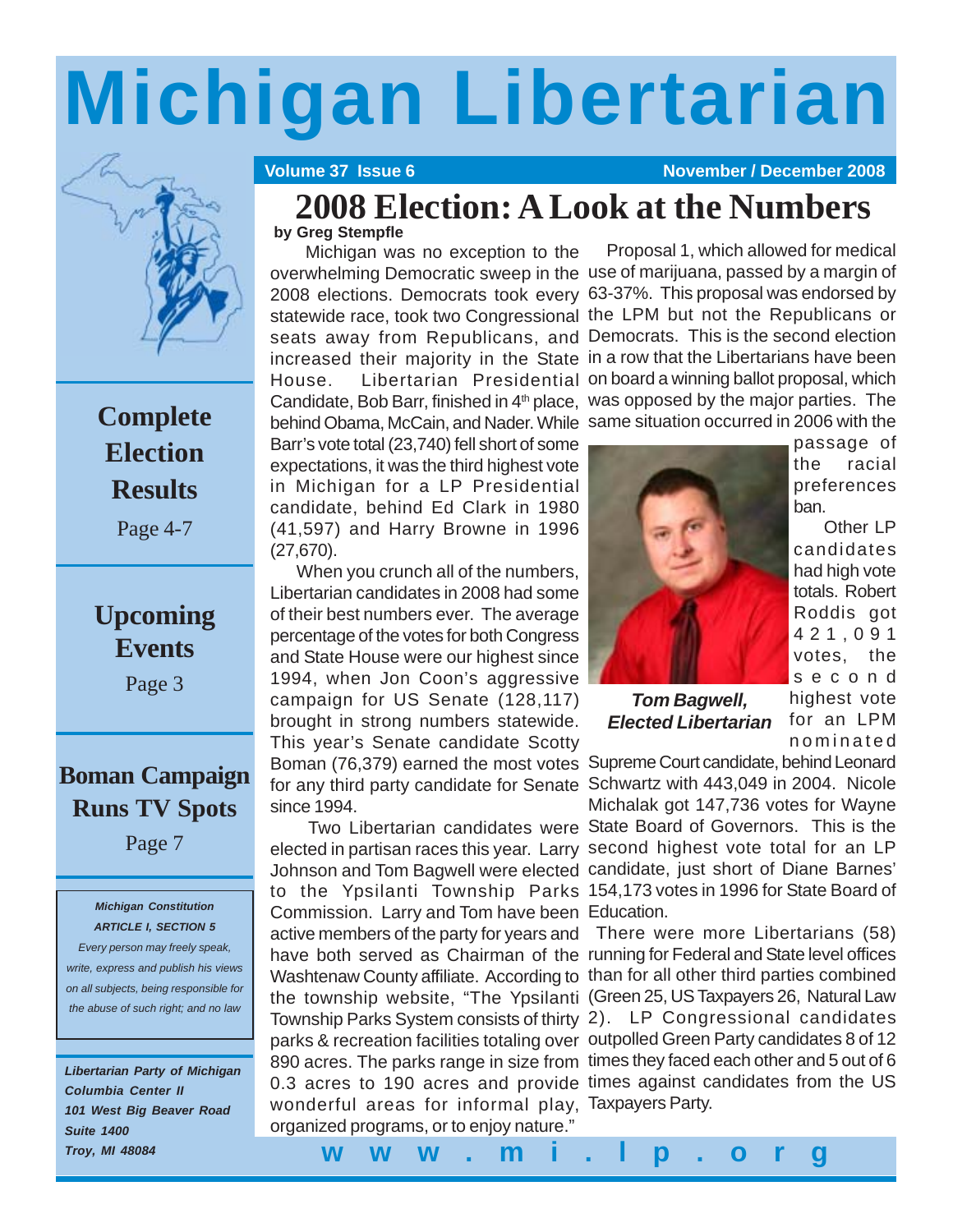# Michigan Libertarian

Volume 37 Issue 6 — November / December 2008

**Complete Election Results**
Page 4-7

**Upcoming Events**
Page 3

**Boman Campaign Runs TV Spots**
Page 7

***Michigan Constitution***
***ARTICLE I, SECTION 5***
*Every person may freely speak, write, express and publish his views on all subjects, being responsible for the abuse of such right; and no law*

***Libertarian Party of Michigan***
***Columbia Center II***
***101 West Big Beaver Road***
***Suite 1400***
***Troy, MI 48084***

## 2008 Election: A Look at the Numbers

**by Greg Stempfle**

Michigan was no exception to the overwhelming Democratic sweep in the 2008 elections. Democrats took every statewide race, took two Congressional seats away from Republicans, and increased their majority in the State House. Libertarian Presidential Candidate, Bob Barr, finished in 4th place, behind Obama, McCain, and Nader. While Barr's vote total (23,740) fell short of some expectations, it was the third highest vote in Michigan for a LP Presidential candidate, behind Ed Clark in 1980 (41,597) and Harry Browne in 1996 (27,670).

When you crunch all of the numbers, Libertarian candidates in 2008 had some of their best numbers ever. The average percentage of the votes for both Congress and State House were our highest since 1994, when Jon Coon's aggressive campaign for US Senate (128,117) brought in strong numbers statewide. This year's Senate candidate Scotty Boman (76,379) earned the most votes for any third party candidate for Senate since 1994.

Two Libertarian candidates were elected in partisan races this year. Larry Johnson and Tom Bagwell were elected to the Ypsilanti Township Parks Commission. Larry and Tom have been active members of the party for years and have both served as Chairman of the Washtenaw County affiliate. According to the township website, "The Ypsilanti Township Parks System consists of thirty parks & recreation facilities totaling over 890 acres. The parks range in size from 0.3 acres to 190 acres and provide wonderful areas for informal play, organized programs, or to enjoy nature."

Proposal 1, which allowed for medical use of marijuana, passed by a margin of 63-37%. This proposal was endorsed by the LPM but not the Republicans or Democrats. This is the second election in a row that the Libertarians have been on board a winning ballot proposal, which was opposed by the major parties. The same situation occurred in 2006 with the passage of the racial preferences ban.

***Tom Bagwell, Elected Libertarian***

Other LP candidates had high vote totals. Robert Roddis got 421,091 votes, the second highest vote for an LPM nominated Supreme Court candidate, behind Leonard Schwartz with 443,049 in 2004. Nicole Michalak got 147,736 votes for Wayne State Board of Governors. This is the second highest vote total for an LP candidate, just short of Diane Barnes' 154,173 votes in 1996 for State Board of Education.

There were more Libertarians (58) running for Federal and State level offices than for all other third parties combined (Green 25, US Taxpayers 26, Natural Law 2). LP Congressional candidates outpolled Green Party candidates 8 of 12 times they faced each other and 5 out of 6 times against candidates from the US Taxpayers Party.

**www.mi.lp.org**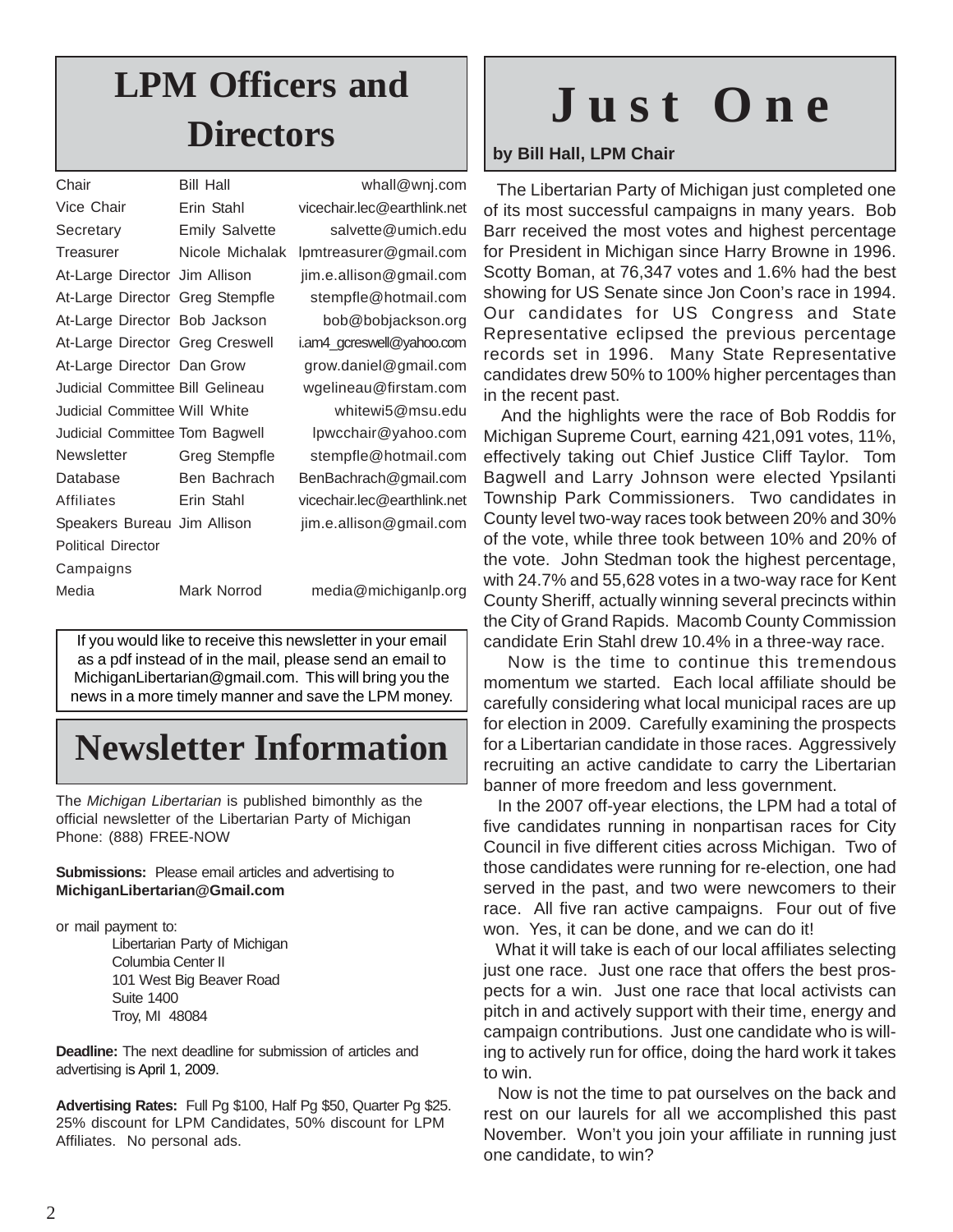# LPM Officers and Directors

| Position | Name | Email |
|---|---|---|
| Chair | Bill Hall | whall@wnj.com |
| Vice Chair | Erin Stahl | vicechair.lec@earthlink.net |
| Secretary | Emily Salvette | salvette@umich.edu |
| Treasurer | Nicole Michalak | lpmtreasurer@gmail.com |
| At-Large Director | Jim Allison | jim.e.allison@gmail.com |
| At-Large Director | Greg Stempfle | stempfle@hotmail.com |
| At-Large Director | Bob Jackson | bob@bobjackson.org |
| At-Large Director | Greg Creswell | i.am4_gcreswell@yahoo.com |
| At-Large Director | Dan Grow | grow.daniel@gmail.com |
| Judicial Committee | Bill Gelineau | wgelineau@firstam.com |
| Judicial Committee | Will White | whitewi5@msu.edu |
| Judicial Committee | Tom Bagwell | lpwcchair@yahoo.com |
| Newsletter | Greg Stempfle | stempfle@hotmail.com |
| Database | Ben Bachrach | BenBachrach@gmail.com |
| Affiliates | Erin Stahl | vicechair.lec@earthlink.net |
| Speakers Bureau | Jim Allison | jim.e.allison@gmail.com |
| Political Director | | |
| Campaigns | | |
| Media | Mark Norrod | media@michiganlp.org |

If you would like to receive this newsletter in your email as a pdf instead of in the mail, please send an email to MichiganLibertarian@gmail.com. This will bring you the news in a more timely manner and save the LPM money.

# Newsletter Information

The *Michigan Libertarian* is published bimonthly as the official newsletter of the Libertarian Party of Michigan
Phone: (888) FREE-NOW

**Submissions:** Please email articles and advertising to **MichiganLibertarian@Gmail.com**

or mail payment to:
Libertarian Party of Michigan
Columbia Center II
101 West Big Beaver Road
Suite 1400
Troy, MI 48084

**Deadline:** The next deadline for submission of articles and advertising is April 1, 2009.

**Advertising Rates:** Full Pg $100, Half Pg $50, Quarter Pg $25. 25% discount for LPM Candidates, 50% discount for LPM Affiliates. No personal ads.

# Just One

**by Bill Hall, LPM Chair**

The Libertarian Party of Michigan just completed one of its most successful campaigns in many years. Bob Barr received the most votes and highest percentage for President in Michigan since Harry Browne in 1996. Scotty Boman, at 76,347 votes and 1.6% had the best showing for US Senate since Jon Coon's race in 1994. Our candidates for US Congress and State Representative eclipsed the previous percentage records set in 1996. Many State Representative candidates drew 50% to 100% higher percentages than in the recent past.

And the highlights were the race of Bob Roddis for Michigan Supreme Court, earning 421,091 votes, 11%, effectively taking out Chief Justice Cliff Taylor. Tom Bagwell and Larry Johnson were elected Ypsilanti Township Park Commissioners. Two candidates in County level two-way races took between 20% and 30% of the vote, while three took between 10% and 20% of the vote. John Stedman took the highest percentage, with 24.7% and 55,628 votes in a two-way race for Kent County Sheriff, actually winning several precincts within the City of Grand Rapids. Macomb County Commission candidate Erin Stahl drew 10.4% in a three-way race.

Now is the time to continue this tremendous momentum we started. Each local affiliate should be carefully considering what local municipal races are up for election in 2009. Carefully examining the prospects for a Libertarian candidate in those races. Aggressively recruiting an active candidate to carry the Libertarian banner of more freedom and less government.

In the 2007 off-year elections, the LPM had a total of five candidates running in nonpartisan races for City Council in five different cities across Michigan. Two of those candidates were running for re-election, one had served in the past, and two were newcomers to their race. All five ran active campaigns. Four out of five won. Yes, it can be done, and we can do it!

What it will take is each of our local affiliates selecting just one race. Just one race that offers the best prospects for a win. Just one race that local activists can pitch in and actively support with their time, energy and campaign contributions. Just one candidate who is willing to actively run for office, doing the hard work it takes to win.

Now is not the time to pat ourselves on the back and rest on our laurels for all we accomplished this past November. Won't you join your affiliate in running just one candidate, to win?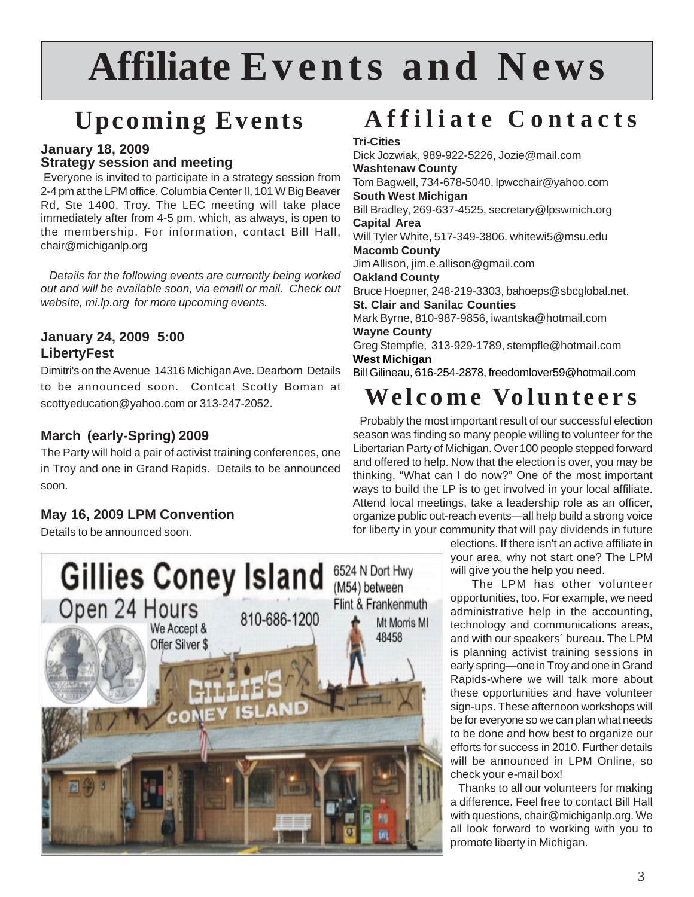# Affiliate Events and News

## Upcoming Events

### January 18, 2009
### Strategy session and meeting

Everyone is invited to participate in a strategy session from 2-4 pm at the LPM office, Columbia Center II, 101 W Big Beaver Rd, Ste 1400, Troy. The LEC meeting will take place immediately after from 4-5 pm, which, as always, is open to the membership. For information, contact Bill Hall, chair@michiganlp.org

*Details for the following events are currently being worked out and will be available soon, via emaill or mail. Check out website, mi.lp.org for more upcoming events.*

### January 24, 2009 5:00
### LibertyFest

Dimitri's on the Avenue 14316 Michigan Ave. Dearborn Details to be announced soon. Contcat Scotty Boman at scottyeducation@yahoo.com or 313-247-2052.

### March (early-Spring) 2009

The Party will hold a pair of activist training conferences, one in Troy and one in Grand Rapids. Details to be announced soon.

### May 16, 2009 LPM Convention

Details to be announced soon.

**Gillies Coney Island**
Open 24 Hours
We Accept & Offer Silver $
810-686-1200
6524 N Dort Hwy (M54) between Flint & Frankenmuth
Mt Morris MI 48458

## Affiliate Contacts

**Tri-Cities**
Dick Jozwiak, 989-922-5226, Jozie@mail.com

**Washtenaw County**
Tom Bagwell, 734-678-5040, lpwcchair@yahoo.com

**South West Michigan**
Bill Bradley, 269-637-4525, secretary@lpswmich.org

**Capital Area**
Will Tyler White, 517-349-3806, whitewi5@msu.edu

**Macomb County**
Jim Allison, jim.e.allison@gmail.com

**Oakland County**
Bruce Hoepner, 248-219-3303, bahoeps@sbcglobal.net.

**St. Clair and Sanilac Counties**
Mark Byrne, 810-987-9856, iwantska@hotmail.com

**Wayne County**
Greg Stempfle, 313-929-1789, stempfle@hotmail.com

**West Michigan**
Bill Gilineau, 616-254-2878, freedomlover59@hotmail.com

## Welcome Volunteers

Probably the most important result of our successful election season was finding so many people willing to volunteer for the Libertarian Party of Michigan. Over 100 people stepped forward and offered to help. Now that the election is over, you may be thinking, "What can I do now?" One of the most important ways to build the LP is to get involved in your local affiliate. Attend local meetings, take a leadership role as an officer, organize public out-reach events—all help build a strong voice for liberty in your community that will pay dividends in future elections. If there isn't an active affiliate in your area, why not start one? The LPM will give you the help you need.

The LPM has other volunteer opportunities, too. For example, we need administrative help in the accounting, technology and communications areas, and with our speakers´ bureau. The LPM is planning activist training sessions in early spring—one in Troy and one in Grand Rapids-where we will talk more about these opportunities and have volunteer sign-ups. These afternoon workshops will be for everyone so we can plan what needs to be done and how best to organize our efforts for success in 2010. Further details will be announced in LPM Online, so check your e-mail box!

Thanks to all our volunteers for making a difference. Feel free to contact Bill Hall with questions, chair@michiganlp.org. We all look forward to working with you to promote liberty in Michigan.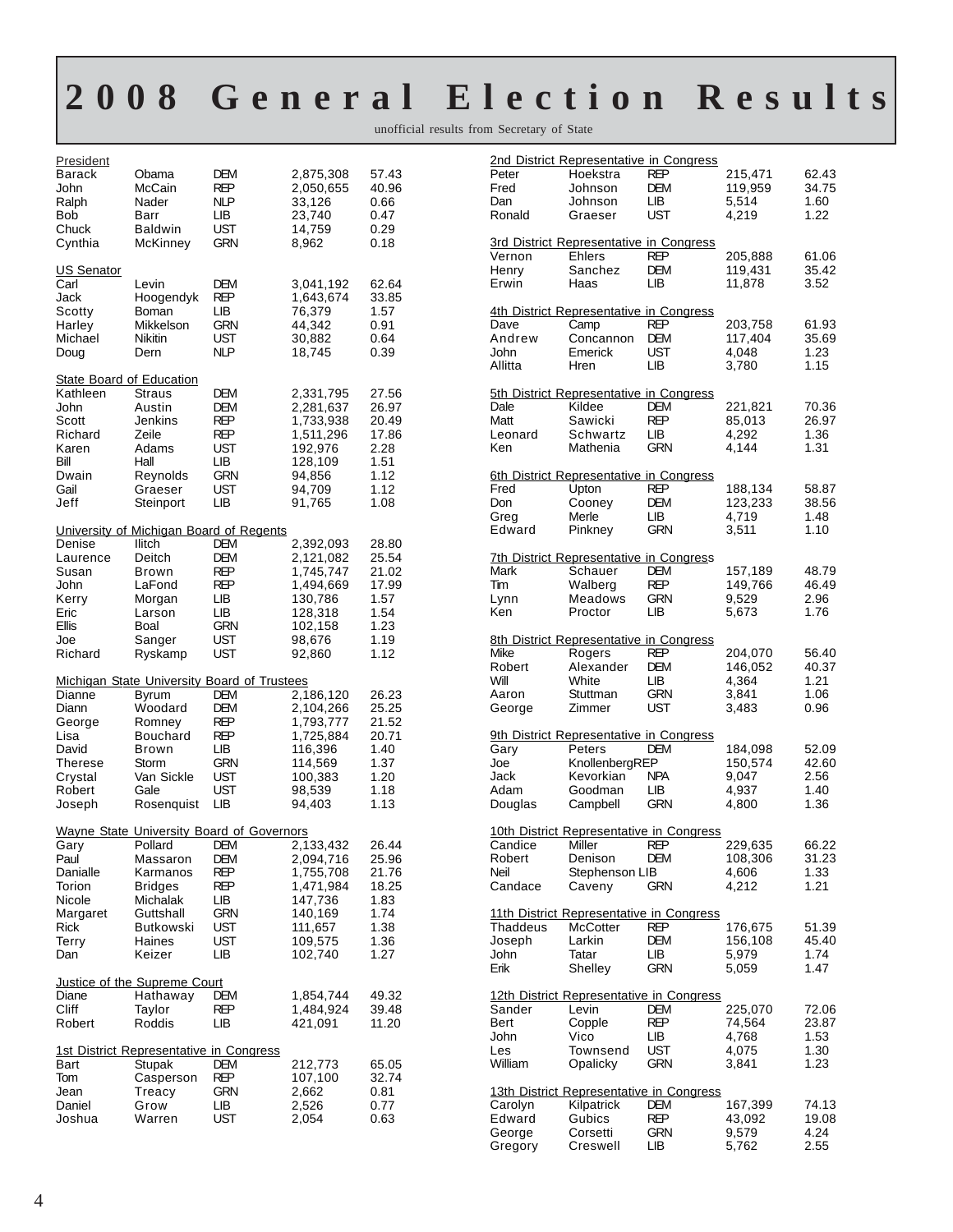# 2008 General Election Results

unofficial results from Secretary of State

**President**

| First | Last | Party | Votes | % |
|---|---|---|---|---|
| Barack | Obama | DEM | 2,875,308 | 57.43 |
| John | McCain | REP | 2,050,655 | 40.96 |
| Ralph | Nader | NLP | 33,126 | 0.66 |
| Bob | Barr | LIB | 23,740 | 0.47 |
| Chuck | Baldwin | UST | 14,759 | 0.29 |
| Cynthia | McKinney | GRN | 8,962 | 0.18 |

**US Senator**

| First | Last | Party | Votes | % |
|---|---|---|---|---|
| Carl | Levin | DEM | 3,041,192 | 62.64 |
| Jack | Hoogendyk | REP | 1,643,674 | 33.85 |
| Scotty | Boman | LIB | 76,379 | 1.57 |
| Harley | Mikkelson | GRN | 44,342 | 0.91 |
| Michael | Nikitin | UST | 30,882 | 0.64 |
| Doug | Dern | NLP | 18,745 | 0.39 |

**State Board of Education**

| First | Last | Party | Votes | % |
|---|---|---|---|---|
| Kathleen | Straus | DEM | 2,331,795 | 27.56 |
| John | Austin | DEM | 2,281,637 | 26.97 |
| Scott | Jenkins | REP | 1,733,938 | 20.49 |
| Richard | Zeile | REP | 1,511,296 | 17.86 |
| Karen | Adams | UST | 192,976 | 2.28 |
| Bill | Hall | LIB | 128,109 | 1.51 |
| Dwain | Reynolds | GRN | 94,856 | 1.12 |
| Gail | Graeser | UST | 94,709 | 1.12 |
| Jeff | Steinport | LIB | 91,765 | 1.08 |

**University of Michigan Board of Regents**

| First | Last | Party | Votes | % |
|---|---|---|---|---|
| Denise | Ilitch | DEM | 2,392,093 | 28.80 |
| Laurence | Deitch | DEM | 2,121,082 | 25.54 |
| Susan | Brown | REP | 1,745,747 | 21.02 |
| John | LaFond | REP | 1,494,669 | 17.99 |
| Kerry | Morgan | LIB | 130,786 | 1.57 |
| Eric | Larson | LIB | 128,318 | 1.54 |
| Ellis | Boal | GRN | 102,158 | 1.23 |
| Joe | Sanger | UST | 98,676 | 1.19 |
| Richard | Ryskamp | UST | 92,860 | 1.12 |

**Michigan State University Board of Trustees**

| First | Last | Party | Votes | % |
|---|---|---|---|---|
| Dianne | Byrum | DEM | 2,186,120 | 26.23 |
| Diann | Woodard | DEM | 2,104,266 | 25.25 |
| George | Romney | REP | 1,793,777 | 21.52 |
| Lisa | Bouchard | REP | 1,725,884 | 20.71 |
| David | Brown | LIB | 116,396 | 1.40 |
| Therese | Storm | GRN | 114,569 | 1.37 |
| Crystal | Van Sickle | UST | 100,383 | 1.20 |
| Robert | Gale | UST | 98,539 | 1.18 |
| Joseph | Rosenquist | LIB | 94,403 | 1.13 |

**Wayne State University Board of Governors**

| First | Last | Party | Votes | % |
|---|---|---|---|---|
| Gary | Pollard | DEM | 2,133,432 | 26.44 |
| Paul | Massaron | DEM | 2,094,716 | 25.96 |
| Danialle | Karmanos | REP | 1,755,708 | 21.76 |
| Torion | Bridges | REP | 1,471,984 | 18.25 |
| Nicole | Michalak | LIB | 147,736 | 1.83 |
| Margaret | Guttshall | GRN | 140,169 | 1.74 |
| Rick | Butkowski | UST | 111,657 | 1.38 |
| Terry | Haines | UST | 109,575 | 1.36 |
| Dan | Keizer | LIB | 102,740 | 1.27 |

**Justice of the Supreme Court**

| First | Last | Party | Votes | % |
|---|---|---|---|---|
| Diane | Hathaway | DEM | 1,854,744 | 49.32 |
| Cliff | Taylor | REP | 1,484,924 | 39.48 |
| Robert | Roddis | LIB | 421,091 | 11.20 |

**1st District Representative in Congress**

| First | Last | Party | Votes | % |
|---|---|---|---|---|
| Bart | Stupak | DEM | 212,773 | 65.05 |
| Tom | Casperson | REP | 107,100 | 32.74 |
| Jean | Treacy | GRN | 2,662 | 0.81 |
| Daniel | Grow | LIB | 2,526 | 0.77 |
| Joshua | Warren | UST | 2,054 | 0.63 |

**2nd District Representative in Congress**

| First | Last | Party | Votes | % |
|---|---|---|---|---|
| Peter | Hoekstra | REP | 215,471 | 62.43 |
| Fred | Johnson | DEM | 119,959 | 34.75 |
| Dan | Johnson | LIB | 5,514 | 1.60 |
| Ronald | Graeser | UST | 4,219 | 1.22 |

**3rd District Representative in Congress**

| First | Last | Party | Votes | % |
|---|---|---|---|---|
| Vernon | Ehlers | REP | 205,888 | 61.06 |
| Henry | Sanchez | DEM | 119,431 | 35.42 |
| Erwin | Haas | LIB | 11,878 | 3.52 |

**4th District Representative in Congress**

| First | Last | Party | Votes | % |
|---|---|---|---|---|
| Dave | Camp | REP | 203,758 | 61.93 |
| Andrew | Concannon | DEM | 117,404 | 35.69 |
| John | Emerick | UST | 4,048 | 1.23 |
| Allitta | Hren | LIB | 3,780 | 1.15 |

**5th District Representative in Congress**

| First | Last | Party | Votes | % |
|---|---|---|---|---|
| Dale | Kildee | DEM | 221,821 | 70.36 |
| Matt | Sawicki | REP | 85,013 | 26.97 |
| Leonard | Schwartz | LIB | 4,292 | 1.36 |
| Ken | Mathenia | GRN | 4,144 | 1.31 |

**6th District Representative in Congress**

| First | Last | Party | Votes | % |
|---|---|---|---|---|
| Fred | Upton | REP | 188,134 | 58.87 |
| Don | Cooney | DEM | 123,233 | 38.56 |
| Greg | Merle | LIB | 4,719 | 1.48 |
| Edward | Pinkney | GRN | 3,511 | 1.10 |

**7th District Representative in Congress**

| First | Last | Party | Votes | % |
|---|---|---|---|---|
| Mark | Schauer | DEM | 157,189 | 48.79 |
| Tim | Walberg | REP | 149,766 | 46.49 |
| Lynn | Meadows | GRN | 9,529 | 2.96 |
| Ken | Proctor | LIB | 5,673 | 1.76 |

**8th District Representative in Congress**

| First | Last | Party | Votes | % |
|---|---|---|---|---|
| Mike | Rogers | REP | 204,070 | 56.40 |
| Robert | Alexander | DEM | 146,052 | 40.37 |
| Will | White | LIB | 4,364 | 1.21 |
| Aaron | Stuttman | GRN | 3,841 | 1.06 |
| George | Zimmer | UST | 3,483 | 0.96 |

**9th District Representative in Congress**

| First | Last | Party | Votes | % |
|---|---|---|---|---|
| Gary | Peters | DEM | 184,098 | 52.09 |
| Joe | Knollenberg | REP | 150,574 | 42.60 |
| Jack | Kevorkian | NPA | 9,047 | 2.56 |
| Adam | Goodman | LIB | 4,937 | 1.40 |
| Douglas | Campbell | GRN | 4,800 | 1.36 |

**10th District Representative in Congress**

| First | Last | Party | Votes | % |
|---|---|---|---|---|
| Candice | Miller | REP | 229,635 | 66.22 |
| Robert | Denison | DEM | 108,306 | 31.23 |
| Neil | Stephenson | LIB | 4,606 | 1.33 |
| Candace | Caveny | GRN | 4,212 | 1.21 |

**11th District Representative in Congress**

| First | Last | Party | Votes | % |
|---|---|---|---|---|
| Thaddeus | McCotter | REP | 176,675 | 51.39 |
| Joseph | Larkin | DEM | 156,108 | 45.40 |
| John | Tatar | LIB | 5,979 | 1.74 |
| Erik | Shelley | GRN | 5,059 | 1.47 |

**12th District Representative in Congress**

| First | Last | Party | Votes | % |
|---|---|---|---|---|
| Sander | Levin | DEM | 225,070 | 72.06 |
| Bert | Copple | REP | 74,564 | 23.87 |
| John | Vico | LIB | 4,768 | 1.53 |
| Les | Townsend | UST | 4,075 | 1.30 |
| William | Opalicky | GRN | 3,841 | 1.23 |

**13th District Representative in Congress**

| First | Last | Party | Votes | % |
|---|---|---|---|---|
| Carolyn | Kilpatrick | DEM | 167,399 | 74.13 |
| Edward | Gubics | REP | 43,092 | 19.08 |
| George | Corsetti | GRN | 9,579 | 4.24 |
| Gregory | Creswell | LIB | 5,762 | 2.55 |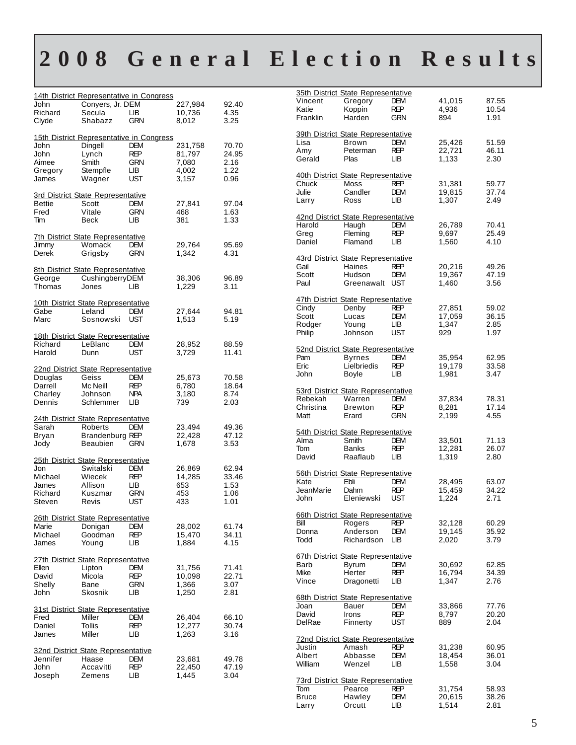# 2008 General Election Results

### 14th District Representative in Congress

| First | Last | Party | Votes | % |
|---|---|---|---|---|
| John | Conyers, Jr. | DEM | 227,984 | 92.40 |
| Richard | Secula | LIB | 10,736 | 4.35 |
| Clyde | Shabazz | GRN | 8,012 | 3.25 |

### 15th District Representative in Congress

| First | Last | Party | Votes | % |
|---|---|---|---|---|
| John | Dingell | DEM | 231,758 | 70.70 |
| John | Lynch | REP | 81,797 | 24.95 |
| Aimee | Smith | GRN | 7,080 | 2.16 |
| Gregory | Stempfle | LIB | 4,002 | 1.22 |
| James | Wagner | UST | 3,157 | 0.96 |

### 3rd District State Representative

| First | Last | Party | Votes | % |
|---|---|---|---|---|
| Bettie | Scott | DEM | 27,841 | 97.04 |
| Fred | Vitale | GRN | 468 | 1.63 |
| Tim | Beck | LIB | 381 | 1.33 |

### 7th District State Representative

| First | Last | Party | Votes | % |
|---|---|---|---|---|
| Jimmy | Womack | DEM | 29,764 | 95.69 |
| Derek | Grigsby | GRN | 1,342 | 4.31 |

### 8th District State Representative

| First | Last | Party | Votes | % |
|---|---|---|---|---|
| George | Cushingberry | DEM | 38,306 | 96.89 |
| Thomas | Jones | LIB | 1,229 | 3.11 |

### 10th District State Representative

| First | Last | Party | Votes | % |
|---|---|---|---|---|
| Gabe | Leland | DEM | 27,644 | 94.81 |
| Marc | Sosnowski | UST | 1,513 | 5.19 |

### 18th District State Representative

| First | Last | Party | Votes | % |
|---|---|---|---|---|
| Richard | LeBlanc | DEM | 28,952 | 88.59 |
| Harold | Dunn | UST | 3,729 | 11.41 |

### 22nd District State Representative

| First | Last | Party | Votes | % |
|---|---|---|---|---|
| Douglas | Geiss | DEM | 25,673 | 70.58 |
| Darrell | Mc Neill | REP | 6,780 | 18.64 |
| Charley | Johnson | NPA | 3,180 | 8.74 |
| Dennis | Schlemmer | LIB | 739 | 2.03 |

### 24th District State Representative

| First | Last | Party | Votes | % |
|---|---|---|---|---|
| Sarah | Roberts | DEM | 23,494 | 49.36 |
| Bryan | Brandenburg | REP | 22,428 | 47.12 |
| Jody | Beaubien | GRN | 1,678 | 3.53 |

### 25th District State Representative

| First | Last | Party | Votes | % |
|---|---|---|---|---|
| Jon | Switalski | DEM | 26,869 | 62.94 |
| Michael | Wiecek | REP | 14,285 | 33.46 |
| James | Allison | LIB | 653 | 1.53 |
| Richard | Kuszmar | GRN | 453 | 1.06 |
| Steven | Revis | UST | 433 | 1.01 |

### 26th District State Representative

| First | Last | Party | Votes | % |
|---|---|---|---|---|
| Marie | Donigan | DEM | 28,002 | 61.74 |
| Michael | Goodman | REP | 15,470 | 34.11 |
| James | Young | LIB | 1,884 | 4.15 |

### 27th District State Representative

| First | Last | Party | Votes | % |
|---|---|---|---|---|
| Ellen | Lipton | DEM | 31,756 | 71.41 |
| David | Micola | REP | 10,098 | 22.71 |
| Shelly | Bane | GRN | 1,366 | 3.07 |
| John | Skosnik | LIB | 1,250 | 2.81 |

### 31st District State Representative

| First | Last | Party | Votes | % |
|---|---|---|---|---|
| Fred | Miller | DEM | 26,404 | 66.10 |
| Daniel | Tollis | REP | 12,277 | 30.74 |
| James | Miller | LIB | 1,263 | 3.16 |

### 32nd District State Representative

| First | Last | Party | Votes | % |
|---|---|---|---|---|
| Jennifer | Haase | DEM | 23,681 | 49.78 |
| John | Accavitti | REP | 22,450 | 47.19 |
| Joseph | Zemens | LIB | 1,445 | 3.04 |

### 35th District State Representative

| First | Last | Party | Votes | % |
|---|---|---|---|---|
| Vincent | Gregory | DEM | 41,015 | 87.55 |
| Katie | Koppin | REP | 4,936 | 10.54 |
| Franklin | Harden | GRN | 894 | 1.91 |

### 39th District State Representative

| First | Last | Party | Votes | % |
|---|---|---|---|---|
| Lisa | Brown | DEM | 25,426 | 51.59 |
| Amy | Peterman | REP | 22,721 | 46.11 |
| Gerald | Plas | LIB | 1,133 | 2.30 |

### 40th District State Representative

| First | Last | Party | Votes | % |
|---|---|---|---|---|
| Chuck | Moss | REP | 31,381 | 59.77 |
| Julie | Candler | DEM | 19,815 | 37.74 |
| Larry | Ross | LIB | 1,307 | 2.49 |

### 42nd District State Representative

| First | Last | Party | Votes | % |
|---|---|---|---|---|
| Harold | Haugh | DEM | 26,789 | 70.41 |
| Greg | Fleming | REP | 9,697 | 25.49 |
| Daniel | Flamand | LIB | 1,560 | 4.10 |

### 43rd District State Representative

| First | Last | Party | Votes | % |
|---|---|---|---|---|
| Gail | Haines | REP | 20,216 | 49.26 |
| Scott | Hudson | DEM | 19,367 | 47.19 |
| Paul | Greenawalt | UST | 1,460 | 3.56 |

### 47th District State Representative

| First | Last | Party | Votes | % |
|---|---|---|---|---|
| Cindy | Denby | REP | 27,851 | 59.02 |
| Scott | Lucas | DEM | 17,059 | 36.15 |
| Rodger | Young | LIB | 1,347 | 2.85 |
| Philip | Johnson | UST | 929 | 1.97 |

### 52nd District State Representative

| First | Last | Party | Votes | % |
|---|---|---|---|---|
| Pam | Byrnes | DEM | 35,954 | 62.95 |
| Eric | Lielbriedis | REP | 19,179 | 33.58 |
| John | Boyle | LIB | 1,981 | 3.47 |

### 53rd District State Representative

| First | Last | Party | Votes | % |
|---|---|---|---|---|
| Rebekah | Warren | DEM | 37,834 | 78.31 |
| Christina | Brewton | REP | 8,281 | 17.14 |
| Matt | Erard | GRN | 2,199 | 4.55 |

### 54th District State Representative

| First | Last | Party | Votes | % |
|---|---|---|---|---|
| Alma | Smith | DEM | 33,501 | 71.13 |
| Tom | Banks | REP | 12,281 | 26.07 |
| David | Raaflaub | LIB | 1,319 | 2.80 |

### 56th District State Representative

| First | Last | Party | Votes | % |
|---|---|---|---|---|
| Kate | Ebli | DEM | 28,495 | 63.07 |
| JeanMarie | Dahm | REP | 15,459 | 34.22 |
| John | Eleniewski | UST | 1,224 | 2.71 |

### 66th District State Representative

| First | Last | Party | Votes | % |
|---|---|---|---|---|
| Bill | Rogers | REP | 32,128 | 60.29 |
| Donna | Anderson | DEM | 19,145 | 35.92 |
| Todd | Richardson | LIB | 2,020 | 3.79 |

### 67th District State Representative

| First | Last | Party | Votes | % |
|---|---|---|---|---|
| Barb | Byrum | DEM | 30,692 | 62.85 |
| Mike | Herter | REP | 16,794 | 34.39 |
| Vince | Dragonetti | LIB | 1,347 | 2.76 |

### 68th District State Representative

| First | Last | Party | Votes | % |
|---|---|---|---|---|
| Joan | Bauer | DEM | 33,866 | 77.76 |
| David | Irons | REP | 8,797 | 20.20 |
| DelRae | Finnerty | UST | 889 | 2.04 |

### 72nd District State Representative

| First | Last | Party | Votes | % |
|---|---|---|---|---|
| Justin | Amash | REP | 31,238 | 60.95 |
| Albert | Abbasse | DEM | 18,454 | 36.01 |
| William | Wenzel | LIB | 1,558 | 3.04 |

### 73rd District State Representative

| First | Last | Party | Votes | % |
|---|---|---|---|---|
| Tom | Pearce | REP | 31,754 | 58.93 |
| Bruce | Hawley | DEM | 20,615 | 38.26 |
| Larry | Orcutt | LIB | 1,514 | 2.81 |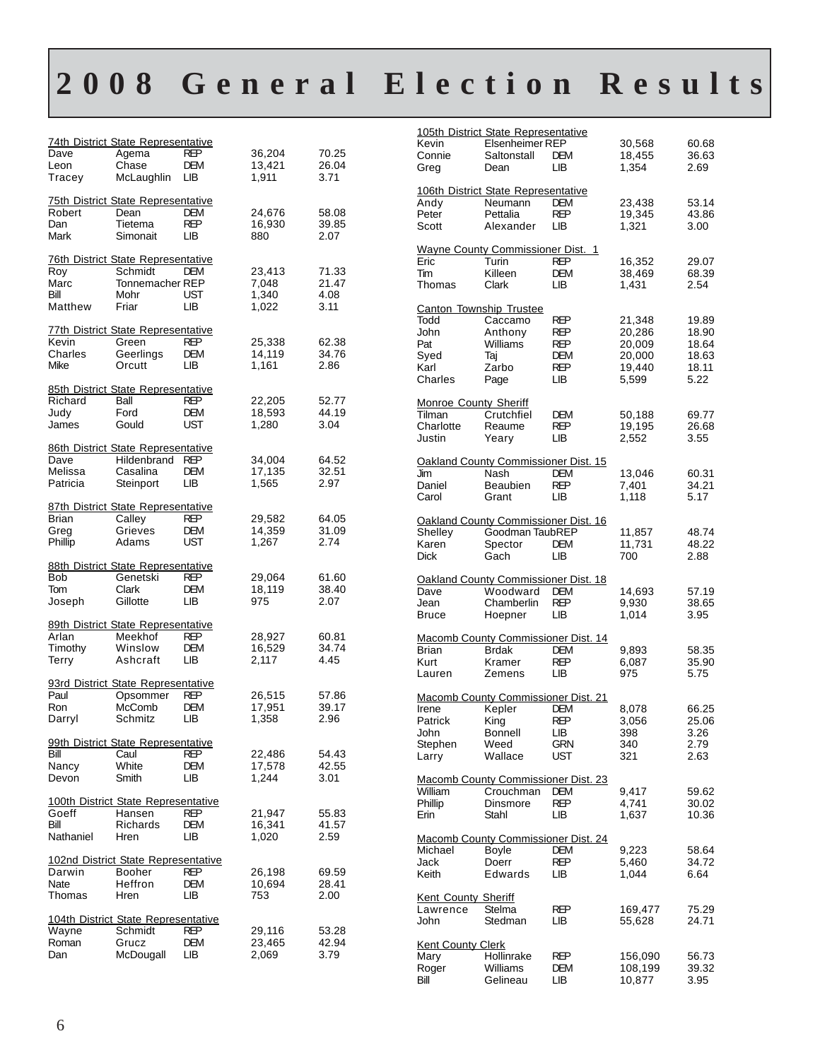# 2008 General Election Results

### 74th District State Representative

| | | | | |
|---|---|---|---|---|
| Dave | Agema | REP | 36,204 | 70.25 |
| Leon | Chase | DEM | 13,421 | 26.04 |
| Tracey | McLaughlin | LIB | 1,911 | 3.71 |

### 75th District State Representative

| | | | | |
|---|---|---|---|---|
| Robert | Dean | DEM | 24,676 | 58.08 |
| Dan | Tietema | REP | 16,930 | 39.85 |
| Mark | Simonait | LIB | 880 | 2.07 |

### 76th District State Representative

| | | | | |
|---|---|---|---|---|
| Roy | Schmidt | DEM | 23,413 | 71.33 |
| Marc | Tonnemacher | REP | 7,048 | 21.47 |
| Bill | Mohr | UST | 1,340 | 4.08 |
| Matthew | Friar | LIB | 1,022 | 3.11 |

### 77th District State Representative

| | | | | |
|---|---|---|---|---|
| Kevin | Green | REP | 25,338 | 62.38 |
| Charles | Geerlings | DEM | 14,119 | 34.76 |
| Mike | Orcutt | LIB | 1,161 | 2.86 |

### 85th District State Representative

| | | | | |
|---|---|---|---|---|
| Richard | Ball | REP | 22,205 | 52.77 |
| Judy | Ford | DEM | 18,593 | 44.19 |
| James | Gould | UST | 1,280 | 3.04 |

### 86th District State Representative

| | | | | |
|---|---|---|---|---|
| Dave | Hildenbrand | REP | 34,004 | 64.52 |
| Melissa | Casalina | DEM | 17,135 | 32.51 |
| Patricia | Steinport | LIB | 1,565 | 2.97 |

### 87th District State Representative

| | | | | |
|---|---|---|---|---|
| Brian | Calley | REP | 29,582 | 64.05 |
| Greg | Grieves | DEM | 14,359 | 31.09 |
| Phillip | Adams | UST | 1,267 | 2.74 |

### 88th District State Representative

| | | | | |
|---|---|---|---|---|
| Bob | Genetski | REP | 29,064 | 61.60 |
| Tom | Clark | DEM | 18,119 | 38.40 |
| Joseph | Gillotte | LIB | 975 | 2.07 |

### 89th District State Representative

| | | | | |
|---|---|---|---|---|
| Arlan | Meekhof | REP | 28,927 | 60.81 |
| Timothy | Winslow | DEM | 16,529 | 34.74 |
| Terry | Ashcraft | LIB | 2,117 | 4.45 |

### 93rd District State Representative

| | | | | |
|---|---|---|---|---|
| Paul | Opsommer | REP | 26,515 | 57.86 |
| Ron | McComb | DEM | 17,951 | 39.17 |
| Darryl | Schmitz | LIB | 1,358 | 2.96 |

### 99th District State Representative

| | | | | |
|---|---|---|---|---|
| Bill | Caul | REP | 22,486 | 54.43 |
| Nancy | White | DEM | 17,578 | 42.55 |
| Devon | Smith | LIB | 1,244 | 3.01 |

### 100th District State Representative

| | | | | |
|---|---|---|---|---|
| Goeff | Hansen | REP | 21,947 | 55.83 |
| Bill | Richards | DEM | 16,341 | 41.57 |
| Nathaniel | Hren | LIB | 1,020 | 2.59 |

### 102nd District State Representative

| | | | | |
|---|---|---|---|---|
| Darwin | Booher | REP | 26,198 | 69.59 |
| Nate | Heffron | DEM | 10,694 | 28.41 |
| Thomas | Hren | LIB | 753 | 2.00 |

### 104th District State Representative

| | | | | |
|---|---|---|---|---|
| Wayne | Schmidt | REP | 29,116 | 53.28 |
| Roman | Grucz | DEM | 23,465 | 42.94 |
| Dan | McDougall | LIB | 2,069 | 3.79 |

### 105th District State Representative

| | | | | |
|---|---|---|---|---|
| Kevin | Elsenheimer | REP | 30,568 | 60.68 |
| Connie | Saltonstall | DEM | 18,455 | 36.63 |
| Greg | Dean | LIB | 1,354 | 2.69 |

### 106th District State Representative

| | | | | |
|---|---|---|---|---|
| Andy | Neumann | DEM | 23,438 | 53.14 |
| Peter | Pettalia | REP | 19,345 | 43.86 |
| Scott | Alexander | LIB | 1,321 | 3.00 |

### Wayne County Commissioner Dist. 1

| | | | | |
|---|---|---|---|---|
| Eric | Turin | REP | 16,352 | 29.07 |
| Tim | Killeen | DEM | 38,469 | 68.39 |
| Thomas | Clark | LIB | 1,431 | 2.54 |

### Canton Township Trustee

| | | | | |
|---|---|---|---|---|
| Todd | Caccamo | REP | 21,348 | 19.89 |
| John | Anthony | REP | 20,286 | 18.90 |
| Pat | Williams | REP | 20,009 | 18.64 |
| Syed | Taj | DEM | 20,000 | 18.63 |
| Karl | Zarbo | REP | 19,440 | 18.11 |
| Charles | Page | LIB | 5,599 | 5.22 |

### Monroe County Sheriff

| | | | | |
|---|---|---|---|---|
| Tilman | Crutchfiel | DEM | 50,188 | 69.77 |
| Charlotte | Reaume | REP | 19,195 | 26.68 |
| Justin | Yeary | LIB | 2,552 | 3.55 |

### Oakland County Commissioner Dist. 15

| | | | | |
|---|---|---|---|---|
| Jim | Nash | DEM | 13,046 | 60.31 |
| Daniel | Beaubien | REP | 7,401 | 34.21 |
| Carol | Grant | LIB | 1,118 | 5.17 |

### Oakland County Commissioner Dist. 16

| | | | | |
|---|---|---|---|---|
| Shelley | Goodman Taub | REP | 11,857 | 48.74 |
| Karen | Spector | DEM | 11,731 | 48.22 |
| Dick | Gach | LIB | 700 | 2.88 |

### Oakland County Commissioner Dist. 18

| | | | | |
|---|---|---|---|---|
| Dave | Woodward | DEM | 14,693 | 57.19 |
| Jean | Chamberlin | REP | 9,930 | 38.65 |
| Bruce | Hoepner | LIB | 1,014 | 3.95 |

### Macomb County Commissioner Dist. 14

| | | | | |
|---|---|---|---|---|
| Brian | Brdak | DEM | 9,893 | 58.35 |
| Kurt | Kramer | REP | 6,087 | 35.90 |
| Lauren | Zemens | LIB | 975 | 5.75 |

### Macomb County Commissioner Dist. 21

| | | | | |
|---|---|---|---|---|
| Irene | Kepler | DEM | 8,078 | 66.25 |
| Patrick | King | REP | 3,056 | 25.06 |
| John | Bonnell | LIB | 398 | 3.26 |
| Stephen | Weed | GRN | 340 | 2.79 |
| Larry | Wallace | UST | 321 | 2.63 |

### Macomb County Commissioner Dist. 23

| | | | | |
|---|---|---|---|---|
| William | Crouchman | DEM | 9,417 | 59.62 |
| Phillip | Dinsmore | REP | 4,741 | 30.02 |
| Erin | Stahl | LIB | 1,637 | 10.36 |

### Macomb County Commissioner Dist. 24

| | | | | |
|---|---|---|---|---|
| Michael | Boyle | DEM | 9,223 | 58.64 |
| Jack | Doerr | REP | 5,460 | 34.72 |
| Keith | Edwards | LIB | 1,044 | 6.64 |

### Kent County Sheriff

| | | | | |
|---|---|---|---|---|
| Lawrence | Stelma | REP | 169,477 | 75.29 |
| John | Stedman | LIB | 55,628 | 24.71 |

### Kent County Clerk

| | | | | |
|---|---|---|---|---|
| Mary | Hollinrake | REP | 156,090 | 56.73 |
| Roger | Williams | DEM | 108,199 | 39.32 |
| Bill | Gelineau | LIB | 10,877 | 3.95 |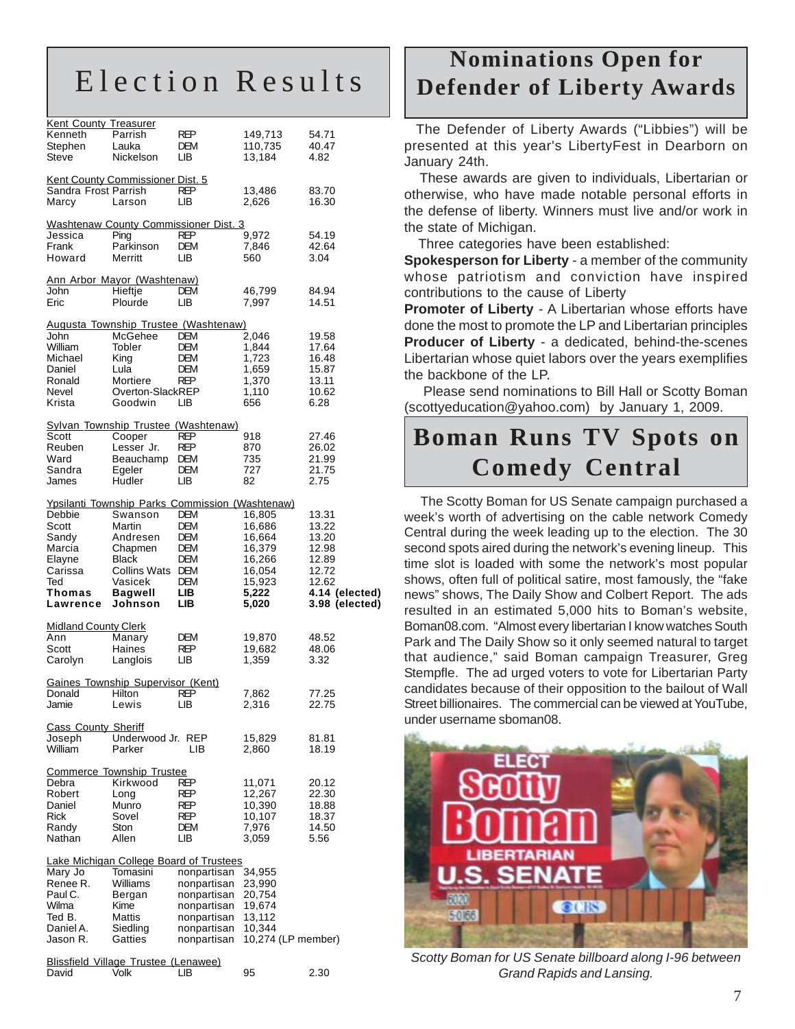# Election Results

**Kent County Treasurer**

| First | Last | Party | Votes | % |
|---|---|---|---|---|
| Kenneth | Parrish | REP | 149,713 | 54.71 |
| Stephen | Lauka | DEM | 110,735 | 40.47 |
| Steve | Nickelson | LIB | 13,184 | 4.82 |

**Kent County Commissioner Dist. 5**

| First | Last | Party | Votes | % |
|---|---|---|---|---|
| Sandra Frost | Parrish | REP | 13,486 | 83.70 |
| Marcy | Larson | LIB | 2,626 | 16.30 |

**Washtenaw County Commissioner Dist. 3**

| First | Last | Party | Votes | % |
|---|---|---|---|---|
| Jessica | Ping | REP | 9,972 | 54.19 |
| Frank | Parkinson | DEM | 7,846 | 42.64 |
| Howard | Merritt | LIB | 560 | 3.04 |

**Ann Arbor Mayor (Washtenaw)**

| First | Last | Party | Votes | % |
|---|---|---|---|---|
| John | Hieftje | DEM | 46,799 | 84.94 |
| Eric | Plourde | LIB | 7,997 | 14.51 |

**Augusta Township Trustee (Washtenaw)**

| First | Last | Party | Votes | % |
|---|---|---|---|---|
| John | McGehee | DEM | 2,046 | 19.58 |
| William | Tobler | DEM | 1,844 | 17.64 |
| Michael | King | DEM | 1,723 | 16.48 |
| Daniel | Lula | DEM | 1,659 | 15.87 |
| Ronald | Mortiere | REP | 1,370 | 13.11 |
| Nevel | Overton-Slack | REP | 1,110 | 10.62 |
| Krista | Goodwin | LIB | 656 | 6.28 |

**Sylvan Township Trustee (Washtenaw)**

| First | Last | Party | Votes | % |
|---|---|---|---|---|
| Scott | Cooper | REP | 918 | 27.46 |
| Reuben | Lesser Jr. | REP | 870 | 26.02 |
| Ward | Beauchamp | DEM | 735 | 21.99 |
| Sandra | Egeler | DEM | 727 | 21.75 |
| James | Hudler | LIB | 82 | 2.75 |

**Ypsilanti Township Parks Commission (Washtenaw)**

| First | Last | Party | Votes | % |
|---|---|---|---|---|
| Debbie | Swanson | DEM | 16,805 | 13.31 |
| Scott | Martin | DEM | 16,686 | 13.22 |
| Sandy | Andresen | DEM | 16,664 | 13.20 |
| Marcia | Chapmen | DEM | 16,379 | 12.98 |
| Elayne | Black | DEM | 16,266 | 12.89 |
| Carissa | Collins Wats | DEM | 16,054 | 12.72 |
| Ted | Vasicek | DEM | 15,923 | 12.62 |
| **Thomas** | **Bagwell** | **LIB** | **5,222** | **4.14 (elected)** |
| **Lawrence** | **Johnson** | **LIB** | **5,020** | **3.98 (elected)** |

**Midland County Clerk**

| First | Last | Party | Votes | % |
|---|---|---|---|---|
| Ann | Manary | DEM | 19,870 | 48.52 |
| Scott | Haines | REP | 19,682 | 48.06 |
| Carolyn | Langlois | LIB | 1,359 | 3.32 |

**Gaines Township Supervisor (Kent)**

| First | Last | Party | Votes | % |
|---|---|---|---|---|
| Donald | Hilton | REP | 7,862 | 77.25 |
| Jamie | Lewis | LIB | 2,316 | 22.75 |

**Cass County Sheriff**

| First | Last | Party | Votes | % |
|---|---|---|---|---|
| Joseph | Underwood Jr. | REP | 15,829 | 81.81 |
| William | Parker | LIB | 2,860 | 18.19 |

**Commerce Township Trustee**

| First | Last | Party | Votes | % |
|---|---|---|---|---|
| Debra | Kirkwood | REP | 11,071 | 20.12 |
| Robert | Long | REP | 12,267 | 22.30 |
| Daniel | Munro | REP | 10,390 | 18.88 |
| Rick | Sovel | REP | 10,107 | 18.37 |
| Randy | Ston | DEM | 7,976 | 14.50 |
| Nathan | Allen | LIB | 3,059 | 5.56 |

**Lake Michigan College Board of Trustees**

| First | Last | Party | Votes |
|---|---|---|---|
| Mary Jo | Tomasini | nonpartisan | 34,955 |
| Renee R. | Williams | nonpartisan | 23,990 |
| Paul C. | Bergan | nonpartisan | 20,754 |
| Wilma | Kime | nonpartisan | 19,674 |
| Ted B. | Mattis | nonpartisan | 13,112 |
| Daniel A. | Siedling | nonpartisan | 10,344 |
| Jason R. | Gatties | nonpartisan | 10,274 (LP member) |

**Blissfield Village Trustee (Lenawee)**

| First | Last | Party | Votes | % |
|---|---|---|---|---|
| David | Volk | LIB | 95 | 2.30 |

# Nominations Open for Defender of Liberty Awards

The Defender of Liberty Awards ("Libbies") will be presented at this year's LibertyFest in Dearborn on January 24th.

These awards are given to individuals, Libertarian or otherwise, who have made notable personal efforts in the defense of liberty. Winners must live and/or work in the state of Michigan.

Three categories have been established:

**Spokesperson for Liberty** - a member of the community whose patriotism and conviction have inspired contributions to the cause of Liberty

**Promoter of Liberty** - A Libertarian whose efforts have done the most to promote the LP and Libertarian principles

**Producer of Liberty** - a dedicated, behind-the-scenes Libertarian whose quiet labors over the years exemplifies the backbone of the LP.

Please send nominations to Bill Hall or Scotty Boman (scottyeducation@yahoo.com) by January 1, 2009.

# Boman Runs TV Spots on Comedy Central

The Scotty Boman for US Senate campaign purchased a week's worth of advertising on the cable network Comedy Central during the week leading up to the election. The 30 second spots aired during the network's evening lineup. This time slot is loaded with some the network's most popular shows, often full of political satire, most famously, the "fake news" shows, The Daily Show and Colbert Report. The ads resulted in an estimated 5,000 hits to Boman's website, Boman08.com. "Almost every libertarian I know watches South Park and The Daily Show so it only seemed natural to target that audience," said Boman campaign Treasurer, Greg Stempfle. The ad urged voters to vote for Libertarian Party candidates because of their opposition to the bailout of Wall Street billionaires. The commercial can be viewed at YouTube, under username sboman08.

*Scotty Boman for US Senate billboard along I-96 between Grand Rapids and Lansing.*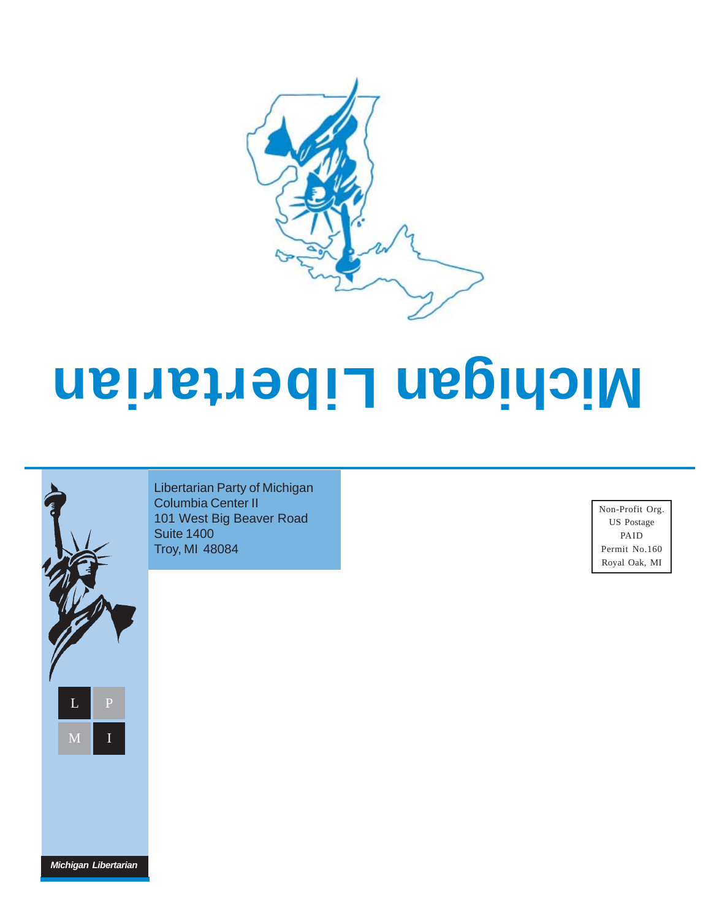# Michigan Libertarian

Libertarian Party of Michigan
Columbia Center II
101 West Big Beaver Road
Suite 1400
Troy, MI 48084

Non-Profit Org.
US Postage
PAID
Permit No.160
Royal Oak, MI

L P
M I

*Michigan Libertarian*